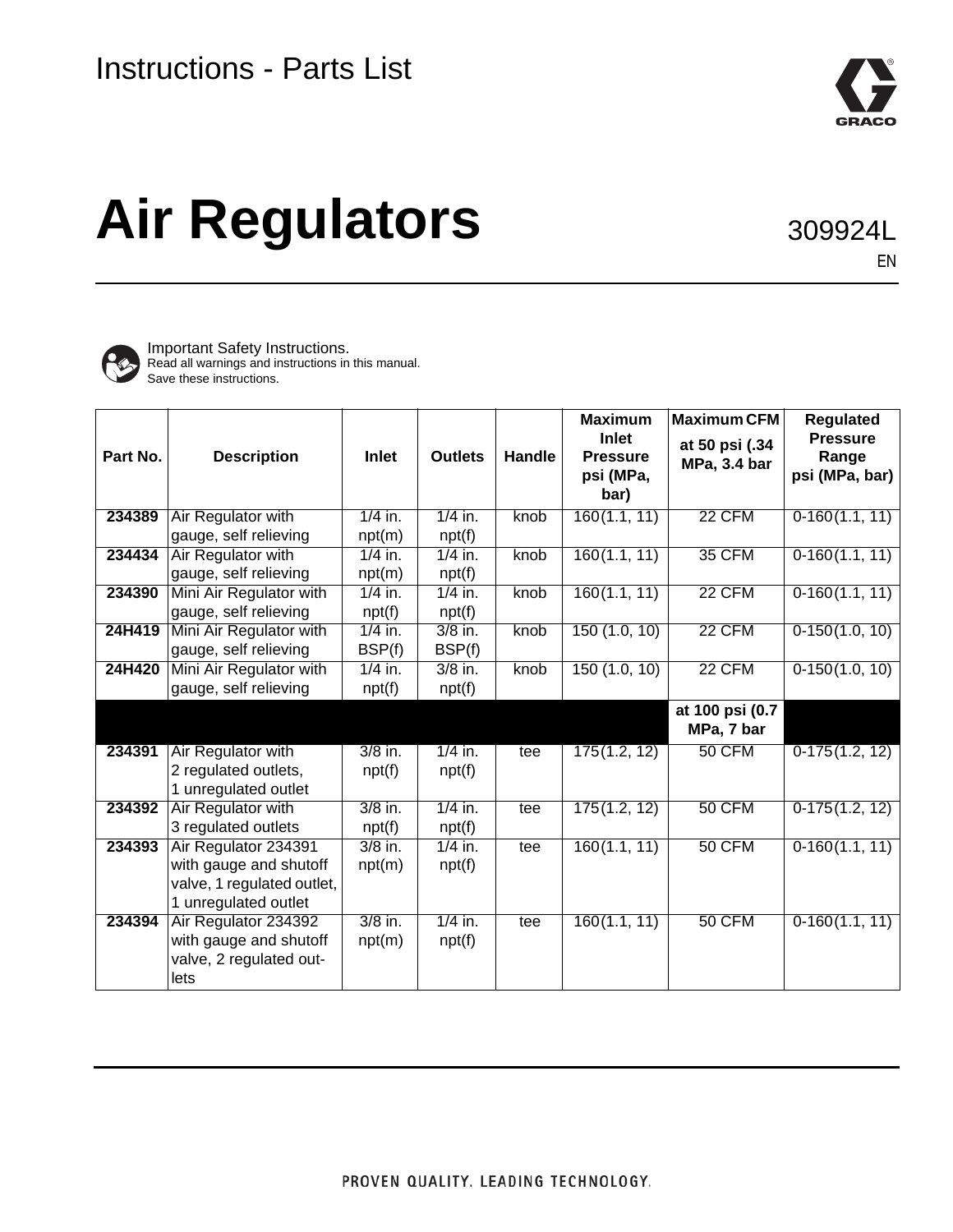Instructions - Parts List

# Air Regulators

309924L

EN

Important Safety Instructions.
Read all warnings and instructions in this manual.
Save these instructions.

| Part No. | Description | Inlet | Outlets | Handle | Maximum Inlet Pressure psi (MPa, bar) | Maximum CFM at 50 psi (.34 MPa, 3.4 bar | Regulated Pressure Range psi (MPa, bar) |
|---|---|---|---|---|---|---|---|
| 234389 | Air Regulator with gauge, self relieving | 1/4 in. npt(m) | 1/4 in. npt(f) | knob | 160(1.1, 11) | 22 CFM | 0-160(1.1, 11) |
| 234434 | Air Regulator with gauge, self relieving | 1/4 in. npt(m) | 1/4 in. npt(f) | knob | 160(1.1, 11) | 35 CFM | 0-160(1.1, 11) |
| 234390 | Mini Air Regulator with gauge, self relieving | 1/4 in. npt(f) | 1/4 in. npt(f) | knob | 160(1.1, 11) | 22 CFM | 0-160(1.1, 11) |
| 24H419 | Mini Air Regulator with gauge, self relieving | 1/4 in. BSP(f) | 3/8 in. BSP(f) | knob | 150 (1.0, 10) | 22 CFM | 0-150(1.0, 10) |
| 24H420 | Mini Air Regulator with gauge, self relieving | 1/4 in. npt(f) | 3/8 in. npt(f) | knob | 150 (1.0, 10) | 22 CFM | 0-150(1.0, 10) |
| | | | | | | at 100 psi (0.7 MPa, 7 bar | |
| 234391 | Air Regulator with 2 regulated outlets, 1 unregulated outlet | 3/8 in. npt(f) | 1/4 in. npt(f) | tee | 175(1.2, 12) | 50 CFM | 0-175(1.2, 12) |
| 234392 | Air Regulator with 3 regulated outlets | 3/8 in. npt(f) | 1/4 in. npt(f) | tee | 175(1.2, 12) | 50 CFM | 0-175(1.2, 12) |
| 234393 | Air Regulator 234391 with gauge and shutoff valve, 1 regulated outlet, 1 unregulated outlet | 3/8 in. npt(m) | 1/4 in. npt(f) | tee | 160(1.1, 11) | 50 CFM | 0-160(1.1, 11) |
| 234394 | Air Regulator 234392 with gauge and shutoff valve, 2 regulated outlets | 3/8 in. npt(m) | 1/4 in. npt(f) | tee | 160(1.1, 11) | 50 CFM | 0-160(1.1, 11) |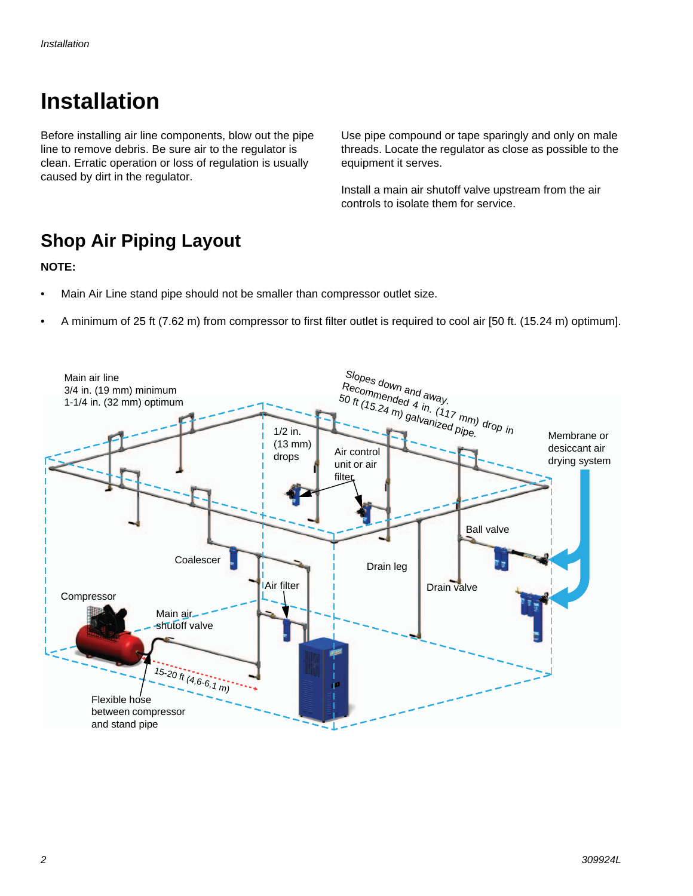// Installation

Before installing air line components, blow out the pipe line to remove debris. Be sure air to the regulator is clean. Erratic operation or loss of regulation is usually caused by dirt in the regulator.

Use pipe compound or tape sparingly and only on male threads. Locate the regulator as close as possible to the equipment it serves.

Install a main air shutoff valve upstream from the air controls to isolate them for service.

## Shop Air Piping Layout

**NOTE:**

- Main Air Line stand pipe should not be smaller than compressor outlet size.
- A minimum of 25 ft (7.62 m) from compressor to first filter outlet is required to cool air [50 ft. (15.24 m) optimum].

Main air line
3/4 in. (19 mm) minimum
1-1/4 in. (32 mm) optimum

*Slopes down and away. Recommended 4 in. (117 mm) drop in 50 ft (15.24 m) galvanized pipe.*

1/2 in. (13 mm) drops

Air control unit or air filter

Membrane or desiccant air drying system

Ball valve

Coalescer

Drain leg

Air filter

Drain valve

Compressor

Main air shutoff valve

*15-20 ft (4,6-6,1 m)*

Flexible hose between compressor and stand pipe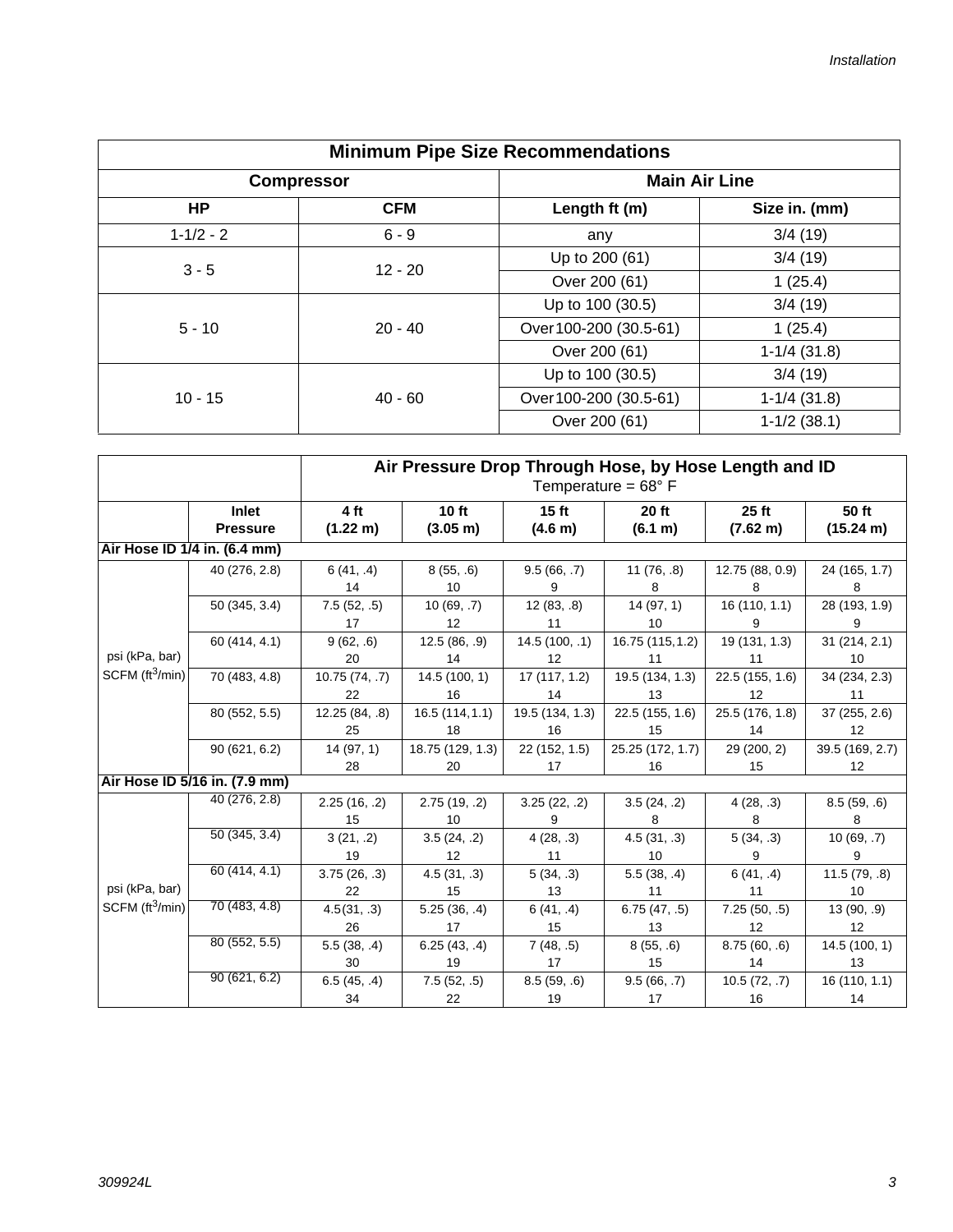| Minimum Pipe Size Recommendations | | | |
|---|---|---|---|
| **Compressor** | | **Main Air Line** | |
| **HP** | **CFM** | **Length ft (m)** | **Size in. (mm)** |
| 1-1/2 - 2 | 6 - 9 | any | 3/4 (19) |
| 3 - 5 | 12 - 20 | Up to 200 (61) | 3/4 (19) |
| | | Over 200 (61) | 1 (25.4) |
| 5 - 10 | 20 - 40 | Up to 100 (30.5) | 3/4 (19) |
| | | Over 100-200 (30.5-61) | 1 (25.4) |
| | | Over 200 (61) | 1-1/4 (31.8) |
| 10 - 15 | 40 - 60 | Up to 100 (30.5) | 3/4 (19) |
| | | Over 100-200 (30.5-61) | 1-1/4 (31.8) |
| | | Over 200 (61) | 1-1/2 (38.1) |

| | | Air Pressure Drop Through Hose, by Hose Length and ID<br>Temperature = 68° F | | | | | |
|---|---|---|---|---|---|---|---|
| | **Inlet Pressure** | **4 ft (1.22 m)** | **10 ft (3.05 m)** | **15 ft (4.6 m)** | **20 ft (6.1 m)** | **25 ft (7.62 m)** | **50 ft (15.24 m)** |
| **Air Hose ID 1/4 in. (6.4 mm)** | | | | | | | |
| psi (kPa, bar)<br>SCFM (ft$^3$/min) | 40 (276, 2.8) | 6 (41, .4)<br>14 | 8 (55, .6)<br>10 | 9.5 (66, .7)<br>9 | 11 (76, .8)<br>8 | 12.75 (88, 0.9)<br>8 | 24 (165, 1.7)<br>8 |
| | 50 (345, 3.4) | 7.5 (52, .5)<br>17 | 10 (69, .7)<br>12 | 12 (83, .8)<br>11 | 14 (97, 1)<br>10 | 16 (110, 1.1)<br>9 | 28 (193, 1.9)<br>9 |
| | 60 (414, 4.1) | 9 (62, .6)<br>20 | 12.5 (86, .9)<br>14 | 14.5 (100, .1)<br>12 | 16.75 (115,1.2)<br>11 | 19 (131, 1.3)<br>11 | 31 (214, 2.1)<br>10 |
| | 70 (483, 4.8) | 10.75 (74, .7)<br>22 | 14.5 (100, 1)<br>16 | 17 (117, 1.2)<br>14 | 19.5 (134, 1.3)<br>13 | 22.5 (155, 1.6)<br>12 | 34 (234, 2.3)<br>11 |
| | 80 (552, 5.5) | 12.25 (84, .8)<br>25 | 16.5 (114,1.1)<br>18 | 19.5 (134, 1.3)<br>16 | 22.5 (155, 1.6)<br>15 | 25.5 (176, 1.8)<br>14 | 37 (255, 2.6)<br>12 |
| | 90 (621, 6.2) | 14 (97, 1)<br>28 | 18.75 (129, 1.3)<br>20 | 22 (152, 1.5)<br>17 | 25.25 (172, 1.7)<br>16 | 29 (200, 2)<br>15 | 39.5 (169, 2.7)<br>12 |
| **Air Hose ID 5/16 in. (7.9 mm)** | | | | | | | |
| psi (kPa, bar)<br>SCFM (ft$^3$/min) | 40 (276, 2.8) | 2.25 (16, .2)<br>15 | 2.75 (19, .2)<br>10 | 3.25 (22, .2)<br>9 | 3.5 (24, .2)<br>8 | 4 (28, .3)<br>8 | 8.5 (59, .6)<br>8 |
| | 50 (345, 3.4) | 3 (21, .2)<br>19 | 3.5 (24, .2)<br>12 | 4 (28, .3)<br>11 | 4.5 (31, .3)<br>10 | 5 (34, .3)<br>9 | 10 (69, .7)<br>9 |
| | 60 (414, 4.1) | 3.75 (26, .3)<br>22 | 4.5 (31, .3)<br>15 | 5 (34, .3)<br>13 | 5.5 (38, .4)<br>11 | 6 (41, .4)<br>11 | 11.5 (79, .8)<br>10 |
| | 70 (483, 4.8) | 4.5(31, .3)<br>26 | 5.25 (36, .4)<br>17 | 6 (41, .4)<br>15 | 6.75 (47, .5)<br>13 | 7.25 (50, .5)<br>12 | 13 (90, .9)<br>12 |
| | 80 (552, 5.5) | 5.5 (38, .4)<br>30 | 6.25 (43, .4)<br>19 | 7 (48, .5)<br>17 | 8 (55, .6)<br>15 | 8.75 (60, .6)<br>14 | 14.5 (100, 1)<br>13 |
| | 90 (621, 6.2) | 6.5 (45, .4)<br>34 | 7.5 (52, .5)<br>22 | 8.5 (59, .6)<br>19 | 9.5 (66, .7)<br>17 | 10.5 (72, .7)<br>16 | 16 (110, 1.1)<br>14 |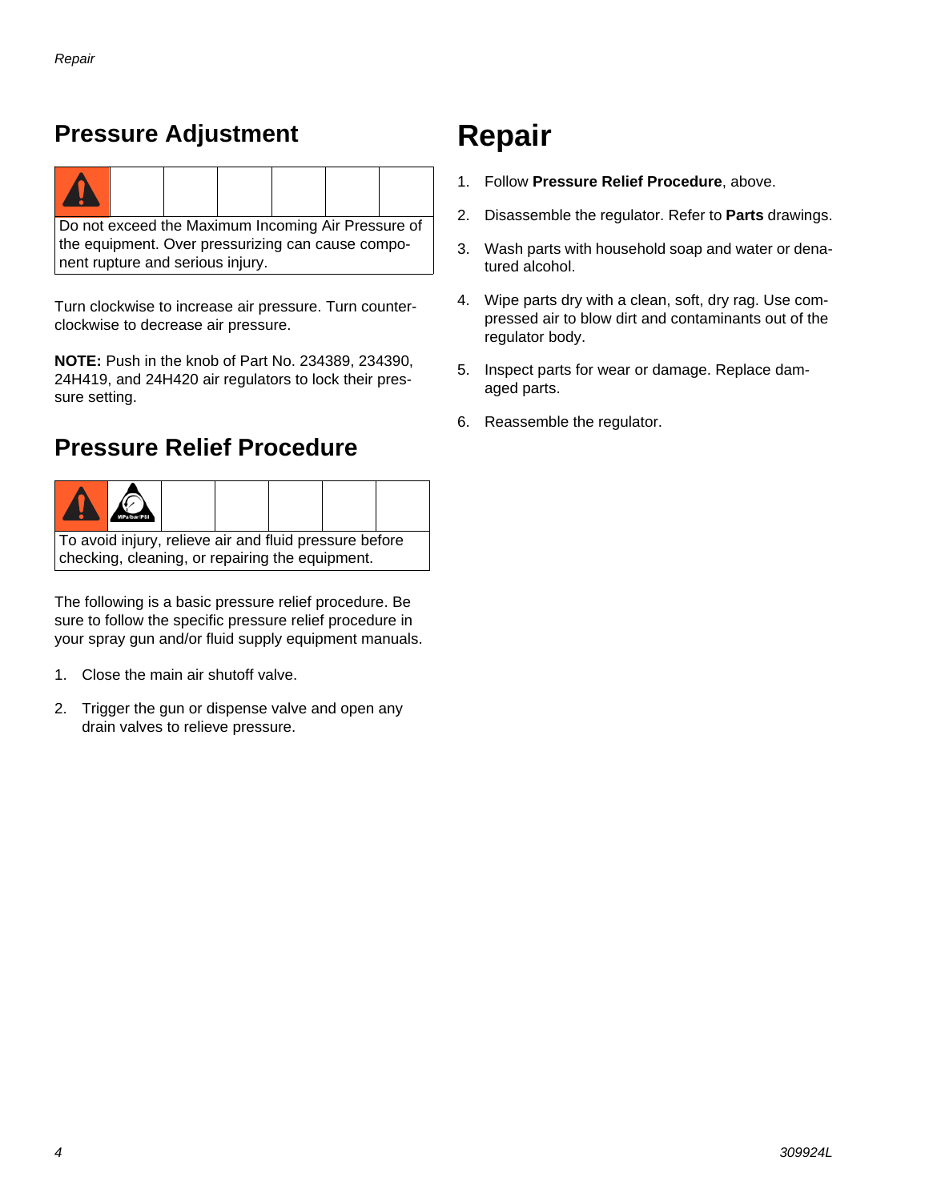## Pressure Adjustment

Do not exceed the Maximum Incoming Air Pressure of the equipment. Over pressurizing can cause component rupture and serious injury.

Turn clockwise to increase air pressure. Turn counterclockwise to decrease air pressure.

**NOTE:** Push in the knob of Part No. 234389, 234390, 24H419, and 24H420 air regulators to lock their pressure setting.

## Pressure Relief Procedure

To avoid injury, relieve air and fluid pressure before checking, cleaning, or repairing the equipment.

The following is a basic pressure relief procedure. Be sure to follow the specific pressure relief procedure in your spray gun and/or fluid supply equipment manuals.

1. Close the main air shutoff valve.
2. Trigger the gun or dispense valve and open any drain valves to relieve pressure.

# Repair

1. Follow **Pressure Relief Procedure**, above.
2. Disassemble the regulator. Refer to **Parts** drawings.
3. Wash parts with household soap and water or denatured alcohol.
4. Wipe parts dry with a clean, soft, dry rag. Use compressed air to blow dirt and contaminants out of the regulator body.
5. Inspect parts for wear or damage. Replace damaged parts.
6. Reassemble the regulator.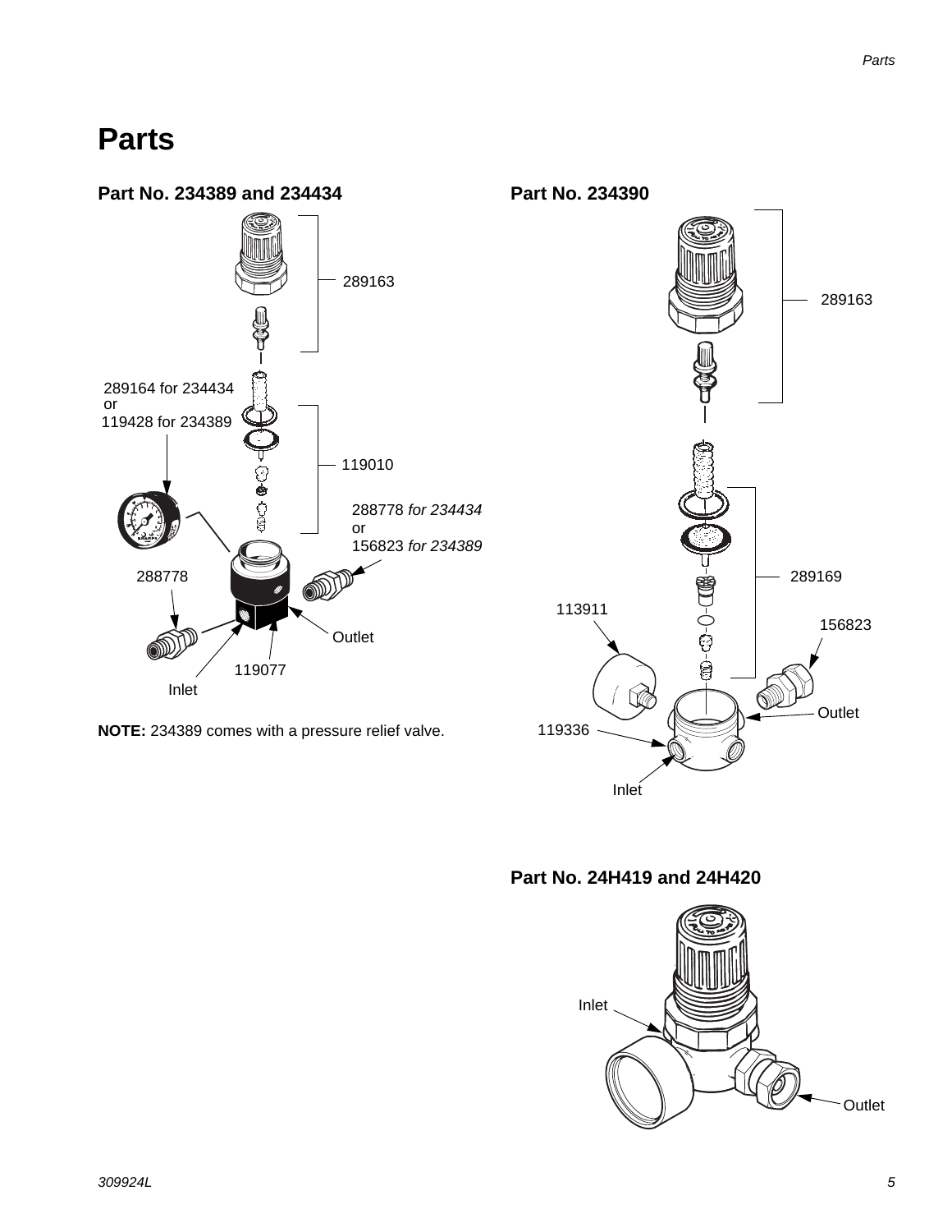# Parts

## Part No. 234389 and 234434

289163

289164 for 234434
or
119428 for 234389

119010

288778 *for 234434*
or
156823 *for 234389*

288778

Outlet

119077

Inlet

**NOTE:** 234389 comes with a pressure relief valve.

## Part No. 234390

289163

289169

113911

156823

Outlet

119336

Inlet

## Part No. 24H419 and 24H420

Inlet

Outlet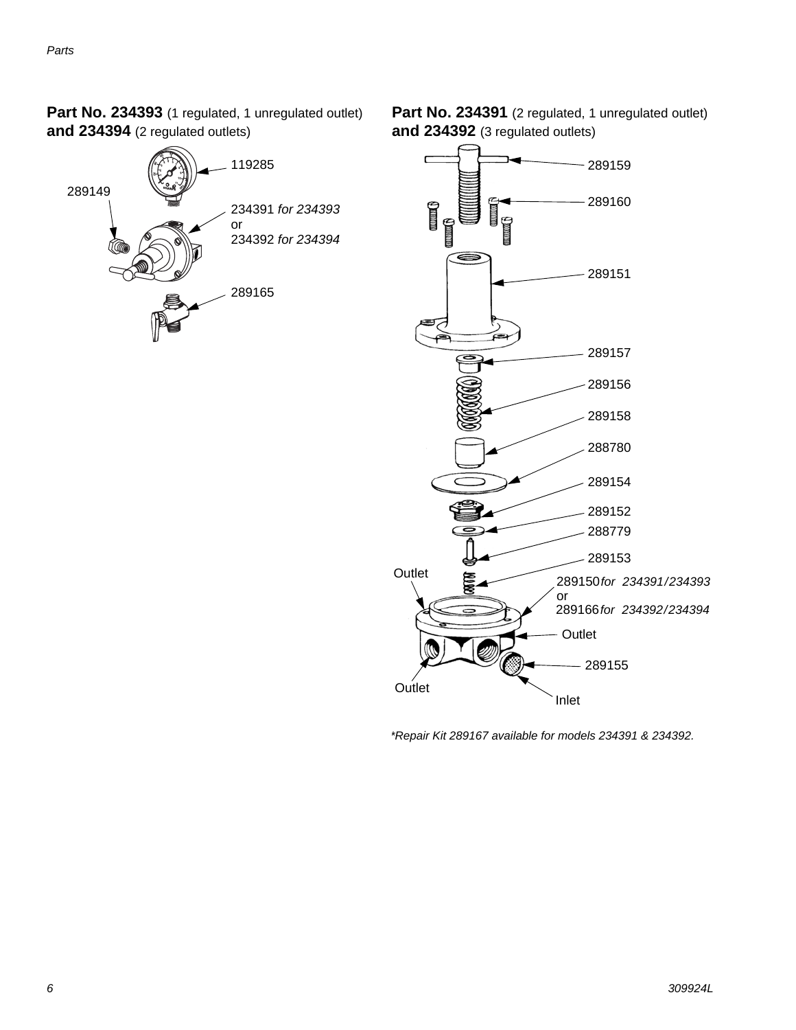**Part No. 234393** (1 regulated, 1 unregulated outlet)
**and 234394** (2 regulated outlets)

119285

289149

234391 *for 234393*
or
234392 *for 234394*

289165

**Part No. 234391** (2 regulated, 1 unregulated outlet)
**and 234392** (3 regulated outlets)

289159

289160

289151

289157

289156

289158

288780

289154

289152

288779

289153

289150 *for 234391/234393*
or
289166 *for 234392/234394*

Outlet

Outlet

Outlet

289155

Inlet

*\*Repair Kit 289167 available for models 234391 & 234392.*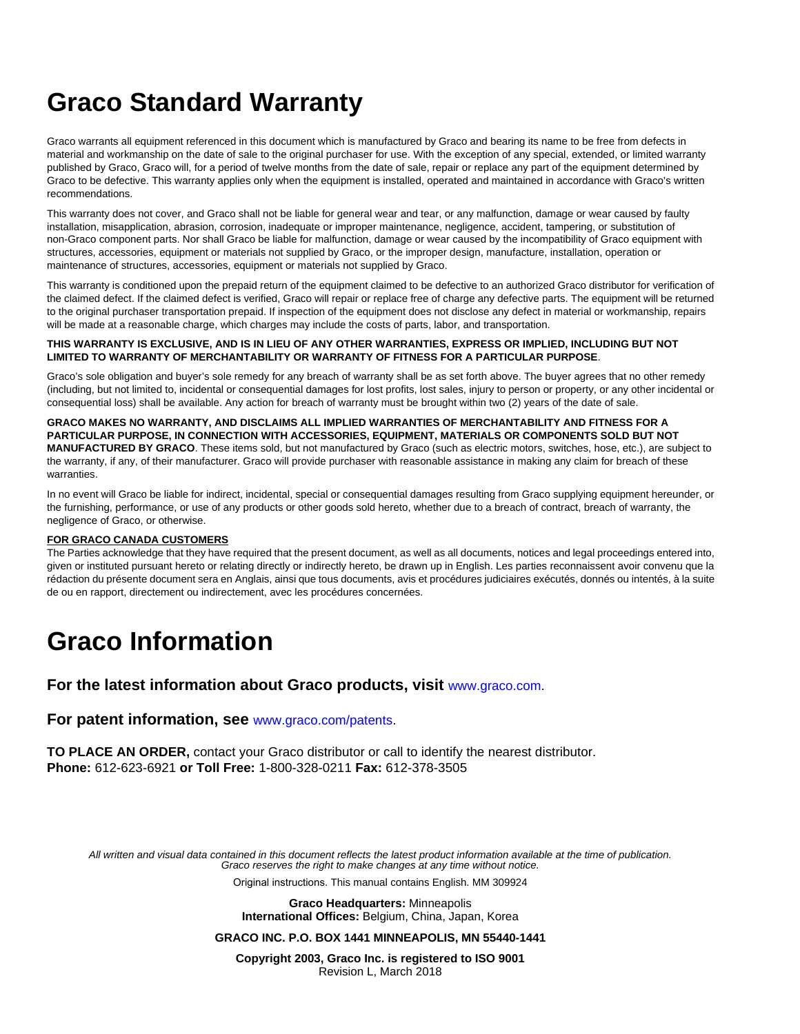# Graco Standard Warranty

Graco warrants all equipment referenced in this document which is manufactured by Graco and bearing its name to be free from defects in material and workmanship on the date of sale to the original purchaser for use. With the exception of any special, extended, or limited warranty published by Graco, Graco will, for a period of twelve months from the date of sale, repair or replace any part of the equipment determined by Graco to be defective. This warranty applies only when the equipment is installed, operated and maintained in accordance with Graco's written recommendations.

This warranty does not cover, and Graco shall not be liable for general wear and tear, or any malfunction, damage or wear caused by faulty installation, misapplication, abrasion, corrosion, inadequate or improper maintenance, negligence, accident, tampering, or substitution of non-Graco component parts. Nor shall Graco be liable for malfunction, damage or wear caused by the incompatibility of Graco equipment with structures, accessories, equipment or materials not supplied by Graco, or the improper design, manufacture, installation, operation or maintenance of structures, accessories, equipment or materials not supplied by Graco.

This warranty is conditioned upon the prepaid return of the equipment claimed to be defective to an authorized Graco distributor for verification of the claimed defect. If the claimed defect is verified, Graco will repair or replace free of charge any defective parts. The equipment will be returned to the original purchaser transportation prepaid. If inspection of the equipment does not disclose any defect in material or workmanship, repairs will be made at a reasonable charge, which charges may include the costs of parts, labor, and transportation.

**THIS WARRANTY IS EXCLUSIVE, AND IS IN LIEU OF ANY OTHER WARRANTIES, EXPRESS OR IMPLIED, INCLUDING BUT NOT LIMITED TO WARRANTY OF MERCHANTABILITY OR WARRANTY OF FITNESS FOR A PARTICULAR PURPOSE**.

Graco's sole obligation and buyer's sole remedy for any breach of warranty shall be as set forth above. The buyer agrees that no other remedy (including, but not limited to, incidental or consequential damages for lost profits, lost sales, injury to person or property, or any other incidental or consequential loss) shall be available. Any action for breach of warranty must be brought within two (2) years of the date of sale.

**GRACO MAKES NO WARRANTY, AND DISCLAIMS ALL IMPLIED WARRANTIES OF MERCHANTABILITY AND FITNESS FOR A PARTICULAR PURPOSE, IN CONNECTION WITH ACCESSORIES, EQUIPMENT, MATERIALS OR COMPONENTS SOLD BUT NOT MANUFACTURED BY GRACO**. These items sold, but not manufactured by Graco (such as electric motors, switches, hose, etc.), are subject to the warranty, if any, of their manufacturer. Graco will provide purchaser with reasonable assistance in making any claim for breach of these warranties.

In no event will Graco be liable for indirect, incidental, special or consequential damages resulting from Graco supplying equipment hereunder, or the furnishing, performance, or use of any products or other goods sold hereto, whether due to a breach of contract, breach of warranty, the negligence of Graco, or otherwise.

**FOR GRACO CANADA CUSTOMERS**

The Parties acknowledge that they have required that the present document, as well as all documents, notices and legal proceedings entered into, given or instituted pursuant hereto or relating directly or indirectly hereto, be drawn up in English. Les parties reconnaissent avoir convenu que la rédaction du présente document sera en Anglais, ainsi que tous documents, avis et procédures judiciaires exécutés, donnés ou intentés, à la suite de ou en rapport, directement ou indirectement, avec les procédures concernées.

# Graco Information

### For the latest information about Graco products, visit www.graco.com.

### For patent information, see www.graco.com/patents.

**TO PLACE AN ORDER,** contact your Graco distributor or call to identify the nearest distributor.
**Phone:** 612-623-6921 **or Toll Free:** 1-800-328-0211 **Fax:** 612-378-3505

*All written and visual data contained in this document reflects the latest product information available at the time of publication. Graco reserves the right to make changes at any time without notice.*

Original instructions. This manual contains English. MM 309924

**Graco Headquarters:** Minneapolis
**International Offices:** Belgium, China, Japan, Korea

**GRACO INC. P.O. BOX 1441 MINNEAPOLIS, MN 55440-1441**

**Copyright 2003, Graco Inc. is registered to ISO 9001**
Revision L, March 2018